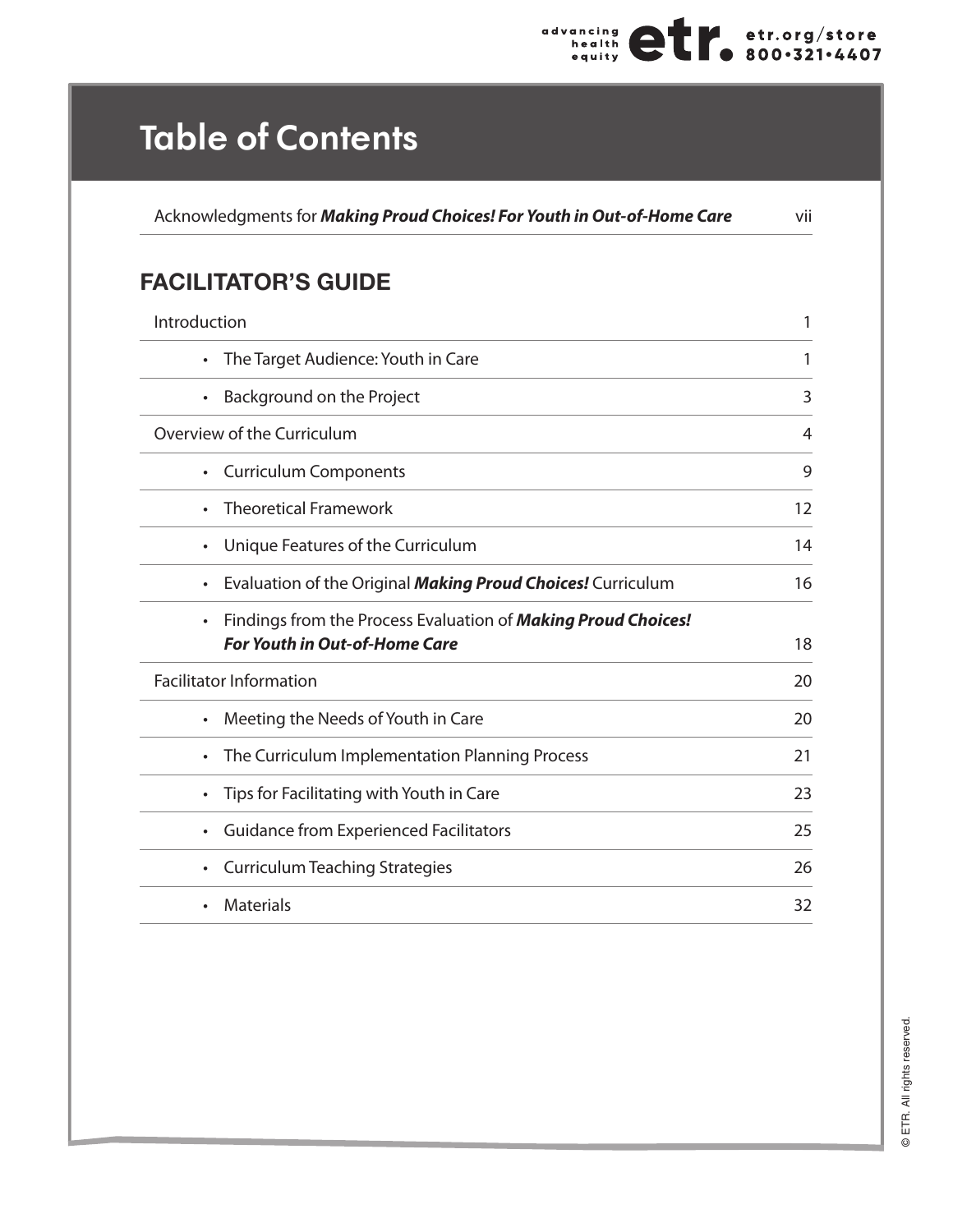# Table of Contents

| | |
|---|---|
| Acknowledgments for ***Making Proud Choices! For Youth in Out-of-Home Care*** | vii |

## FACILITATOR'S GUIDE

| | |
|---|---|
| Introduction | 1 |
| • The Target Audience: Youth in Care | 1 |
| • Background on the Project | 3 |
| Overview of the Curriculum | 4 |
| • Curriculum Components | 9 |
| • Theoretical Framework | 12 |
| • Unique Features of the Curriculum | 14 |
| • Evaluation of the Original ***Making Proud Choices!*** Curriculum | 16 |
| • Findings from the Process Evaluation of ***Making Proud Choices! For Youth in Out-of-Home Care*** | 18 |
| Facilitator Information | 20 |
| • Meeting the Needs of Youth in Care | 20 |
| • The Curriculum Implementation Planning Process | 21 |
| • Tips for Facilitating with Youth in Care | 23 |
| • Guidance from Experienced Facilitators | 25 |
| • Curriculum Teaching Strategies | 26 |
| • Materials | 32 |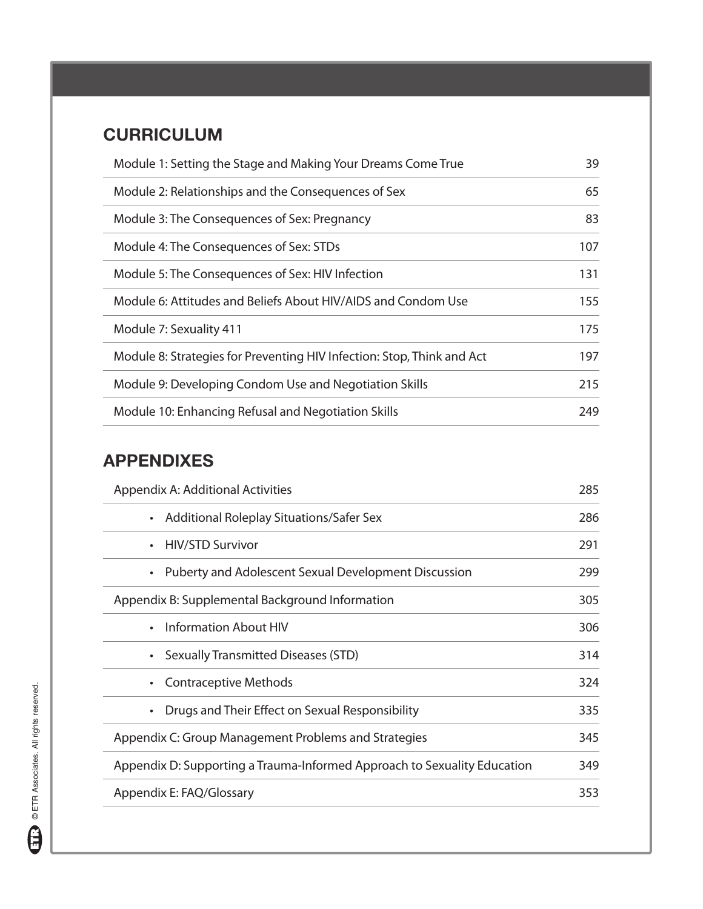## CURRICULUM

| | |
|---|---|
| Module 1: Setting the Stage and Making Your Dreams Come True | 39 |
| Module 2: Relationships and the Consequences of Sex | 65 |
| Module 3: The Consequences of Sex: Pregnancy | 83 |
| Module 4: The Consequences of Sex: STDs | 107 |
| Module 5: The Consequences of Sex: HIV Infection | 131 |
| Module 6: Attitudes and Beliefs About HIV/AIDS and Condom Use | 155 |
| Module 7: Sexuality 411 | 175 |
| Module 8: Strategies for Preventing HIV Infection: Stop, Think and Act | 197 |
| Module 9: Developing Condom Use and Negotiation Skills | 215 |
| Module 10: Enhancing Refusal and Negotiation Skills | 249 |

## APPENDIXES

| | |
|---|---|
| Appendix A: Additional Activities | 285 |
| • Additional Roleplay Situations/Safer Sex | 286 |
| • HIV/STD Survivor | 291 |
| • Puberty and Adolescent Sexual Development Discussion | 299 |
| Appendix B: Supplemental Background Information | 305 |
| • Information About HIV | 306 |
| • Sexually Transmitted Diseases (STD) | 314 |
| • Contraceptive Methods | 324 |
| • Drugs and Their Effect on Sexual Responsibility | 335 |
| Appendix C: Group Management Problems and Strategies | 345 |
| Appendix D: Supporting a Trauma-Informed Approach to Sexuality Education | 349 |
| Appendix E: FAQ/Glossary | 353 |